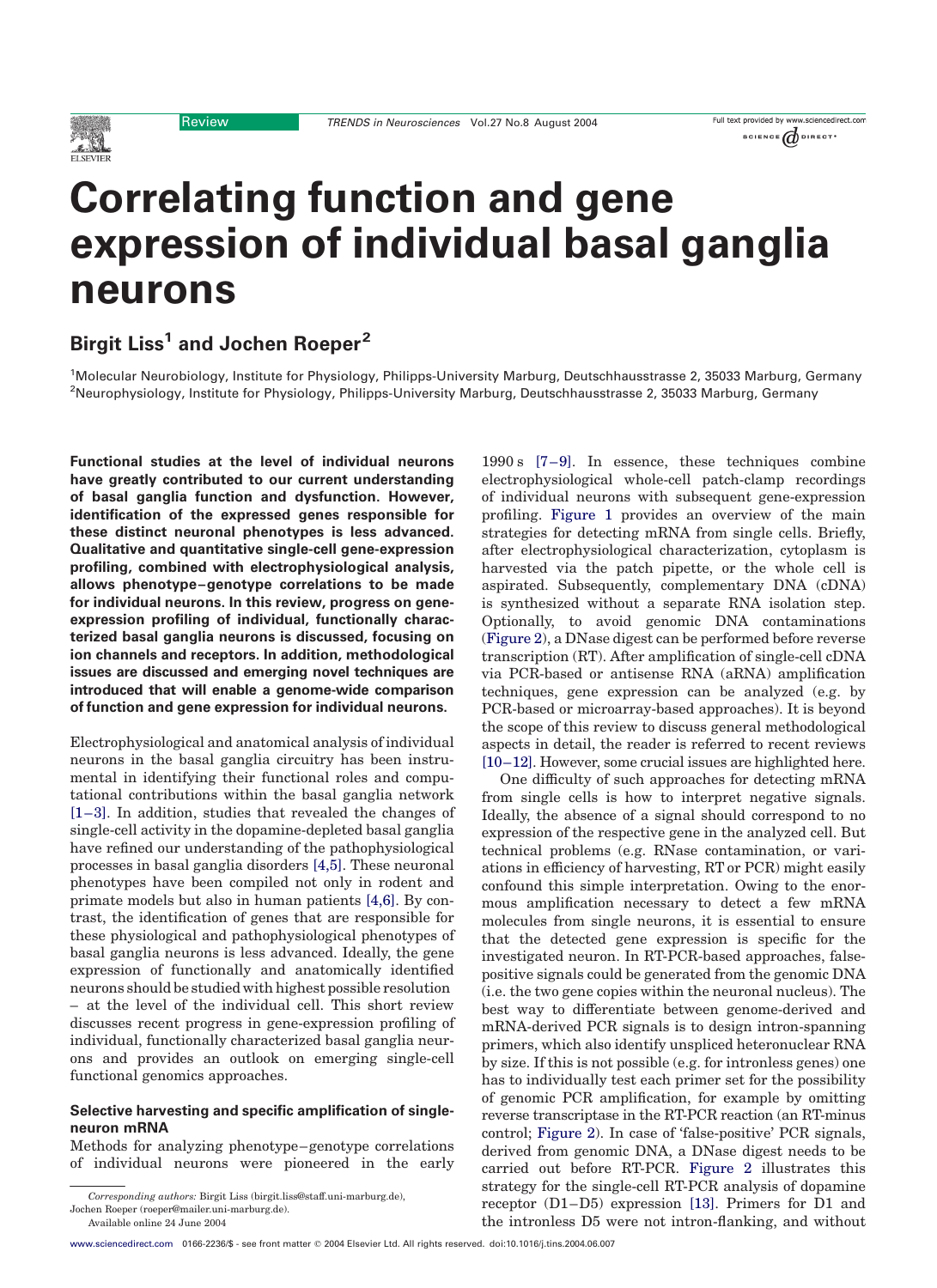# Correlating function and gene expression of individual basal ganglia neurons

## Birgit Liss[1] and Jochen Roeper[2]

[1]Molecular Neurobiology, Institute for Physiology, Philipps-University Marburg, Deutschhausstrasse 2, 35033 Marburg, Germany
[2]Neurophysiology, Institute for Physiology, Philipps-University Marburg, Deutschhausstrasse 2, 35033 Marburg, Germany

**Functional studies at the level of individual neurons have greatly contributed to our current understanding of basal ganglia function and dysfunction. However, identification of the expressed genes responsible for these distinct neuronal phenotypes is less advanced. Qualitative and quantitative single-cell gene-expression profiling, combined with electrophysiological analysis, allows phenotype–genotype correlations to be made for individual neurons. In this review, progress on gene-expression profiling of individual, functionally characterized basal ganglia neurons is discussed, focusing on ion channels and receptors. In addition, methodological issues are discussed and emerging novel techniques are introduced that will enable a genome-wide comparison of function and gene expression for individual neurons.**

Electrophysiological and anatomical analysis of individual neurons in the basal ganglia circuitry has been instrumental in identifying their functional roles and computational contributions within the basal ganglia network [1–3]. In addition, studies that revealed the changes of single-cell activity in the dopamine-depleted basal ganglia have refined our understanding of the pathophysiological processes in basal ganglia disorders [4,5]. These neuronal phenotypes have been compiled not only in rodent and primate models but also in human patients [4,6]. By contrast, the identification of genes that are responsible for these physiological and pathophysiological phenotypes of basal ganglia neurons is less advanced. Ideally, the gene expression of functionally and anatomically identified neurons should be studied with highest possible resolution – at the level of the individual cell. This short review discusses recent progress in gene-expression profiling of individual, functionally characterized basal ganglia neurons and provides an outlook on emerging single-cell functional genomics approaches.

### Selective harvesting and specific amplification of single-neuron mRNA

Methods for analyzing phenotype–genotype correlations of individual neurons were pioneered in the early 1990 s [7–9]. In essence, these techniques combine electrophysiological whole-cell patch-clamp recordings of individual neurons with subsequent gene-expression profiling. Figure 1 provides an overview of the main strategies for detecting mRNA from single cells. Briefly, after electrophysiological characterization, cytoplasm is harvested via the patch pipette, or the whole cell is aspirated. Subsequently, complementary DNA (cDNA) is synthesized without a separate RNA isolation step. Optionally, to avoid genomic DNA contaminations (Figure 2), a DNase digest can be performed before reverse transcription (RT). After amplification of single-cell cDNA via PCR-based or antisense RNA (aRNA) amplification techniques, gene expression can be analyzed (e.g. by PCR-based or microarray-based approaches). It is beyond the scope of this review to discuss general methodological aspects in detail, the reader is referred to recent reviews [10–12]. However, some crucial issues are highlighted here.

One difficulty of such approaches for detecting mRNA from single cells is how to interpret negative signals. Ideally, the absence of a signal should correspond to no expression of the respective gene in the analyzed cell. But technical problems (e.g. RNase contamination, or variations in efficiency of harvesting, RT or PCR) might easily confound this simple interpretation. Owing to the enormous amplification necessary to detect a few mRNA molecules from single neurons, it is essential to ensure that the detected gene expression is specific for the investigated neuron. In RT-PCR-based approaches, false-positive signals could be generated from the genomic DNA (i.e. the two gene copies within the neuronal nucleus). The best way to differentiate between genome-derived and mRNA-derived PCR signals is to design intron-spanning primers, which also identify unspliced heteronuclear RNA by size. If this is not possible (e.g. for intronless genes) one has to individually test each primer set for the possibility of genomic PCR amplification, for example by omitting reverse transcriptase in the RT-PCR reaction (an RT-minus control; Figure 2). In case of 'false-positive' PCR signals, derived from genomic DNA, a DNase digest needs to be carried out before RT-PCR. Figure 2 illustrates this strategy for the single-cell RT-PCR analysis of dopamine receptor (D1–D5) expression [13]. Primers for D1 and the intronless D5 were not intron-flanking, and without

*Corresponding authors:* Birgit Liss (birgit.liss@staff.uni-marburg.de), Jochen Roeper (roeper@mailer.uni-marburg.de).
Available online 24 June 2004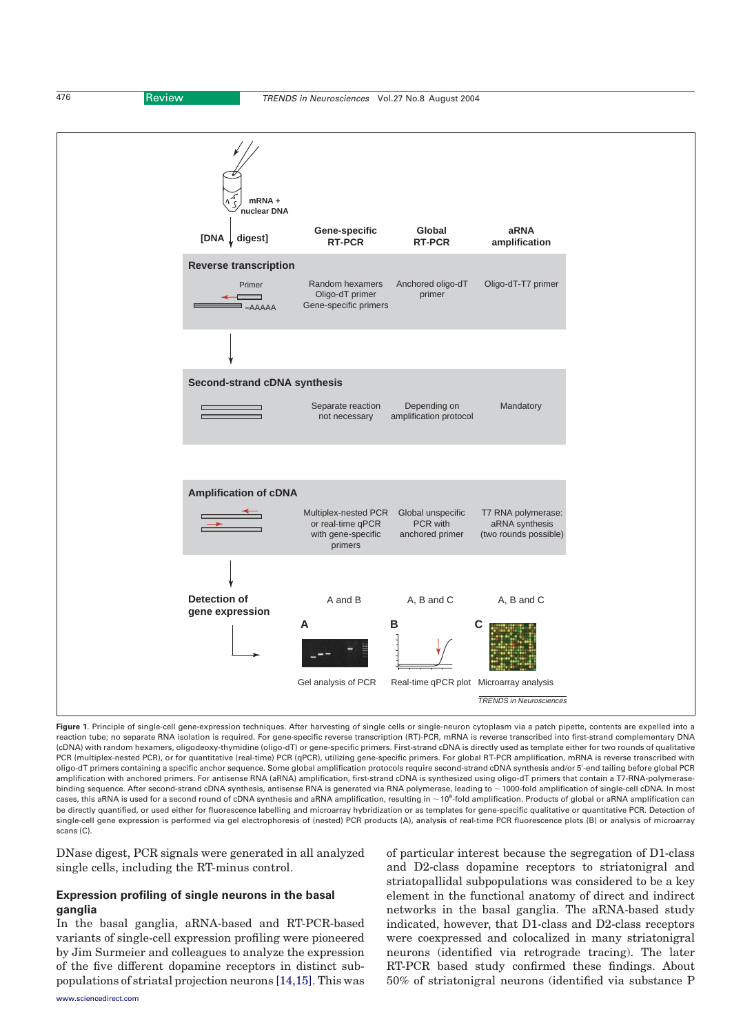| [DNA digest] | Gene-specific RT-PCR | Global RT-PCR | aRNA amplification |
| --- | --- | --- | --- |
| **Reverse transcription** | Random hexamers Oligo-dT primer Gene-specific primers | Anchored oligo-dT primer | Oligo-dT-T7 primer |
| **Second-strand cDNA synthesis** | Separate reaction not necessary | Depending on amplification protocol | Mandatory |
| **Amplification of cDNA** | Multiplex-nested PCR or real-time qPCR with gene-specific primers | Global unspecific PCR with anchored primer | T7 RNA polymerase: aRNA synthesis (two rounds possible) |
| **Detection of gene expression** | A and B | A, B and C | A, B and C |

A: Gel analysis of PCR; B: Real-time qPCR plot; C: Microarray analysis

**Figure 1**. Principle of single-cell gene-expression techniques. After harvesting of single cells or single-neuron cytoplasm via a patch pipette, contents are expelled into a reaction tube; no separate RNA isolation is required. For gene-specific reverse transcription (RT)-PCR, mRNA is reverse transcribed into first-strand complementary DNA (cDNA) with random hexamers, oligodeoxy-thymidine (oligo-dT) or gene-specific primers. First-strand cDNA is directly used as template either for two rounds of qualitative PCR (multiplex-nested PCR), or for quantitative (real-time) PCR (qPCR), utilizing gene-specific primers. For global RT-PCR amplification, mRNA is reverse transcribed with oligo-dT primers containing a specific anchor sequence. Some global amplification protocols require second-strand cDNA synthesis and/or 5′-end tailing before global PCR amplification with anchored primers. For antisense RNA (aRNA) amplification, first-strand cDNA is synthesized using oligo-dT primers that contain a T7-RNA-polymerase-binding sequence. After second-strand cDNA synthesis, antisense RNA is generated via RNA polymerase, leading to ~1000-fold amplification of single-cell cDNA. In most cases, this aRNA is used for a second round of cDNA synthesis and aRNA amplification, resulting in ~$10^6$-fold amplification. Products of global or aRNA amplification can be directly quantified, or used either for fluorescence labelling and microarray hybridization or as templates for gene-specific qualitative or quantitative PCR. Detection of single-cell gene expression is performed via gel electrophoresis of (nested) PCR products (A), analysis of real-time PCR fluorescence plots (B) or analysis of microarray scans (C).

DNase digest, PCR signals were generated in all analyzed single cells, including the RT-minus control.

## Expression profiling of single neurons in the basal ganglia

In the basal ganglia, aRNA-based and RT-PCR-based variants of single-cell expression profiling were pioneered by Jim Surmeier and colleagues to analyze the expression of the five different dopamine receptors in distinct subpopulations of striatal projection neurons [14,15]. This was of particular interest because the segregation of D1-class and D2-class dopamine receptors to striatonigral and striatopallidal subpopulations was considered to be a key element in the functional anatomy of direct and indirect networks in the basal ganglia. The aRNA-based study indicated, however, that D1-class and D2-class receptors were coexpressed and colocalized in many striatonigral neurons (identified via retrograde tracing). The later RT-PCR based study confirmed these findings. About 50% of striatonigral neurons (identified via substance P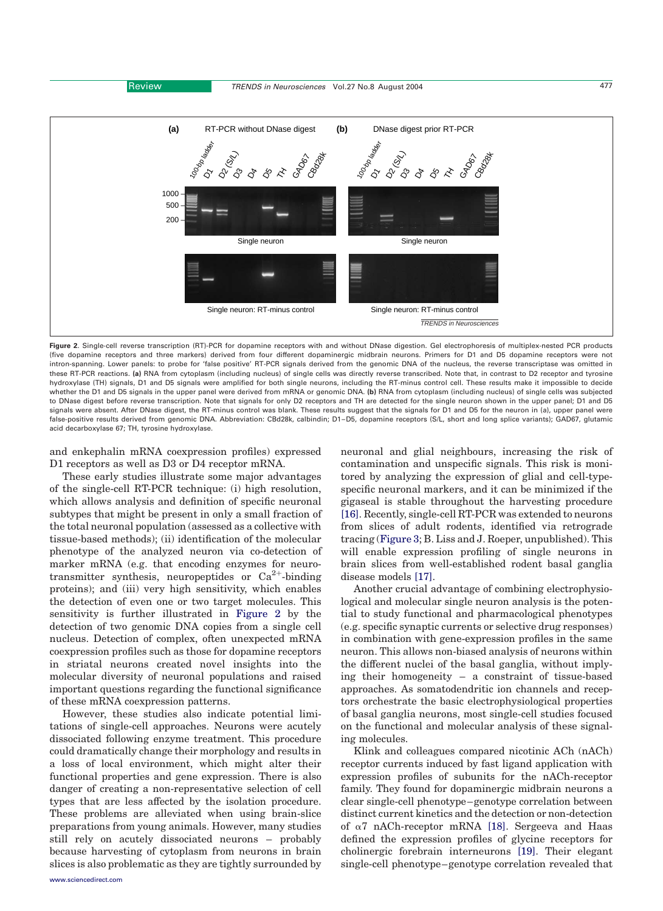**Figure 2**. Single-cell reverse transcription (RT)-PCR for dopamine receptors with and without DNase digestion. Gel electrophoresis of multiplex-nested PCR products (five dopamine receptors and three markers) derived from four different dopaminergic midbrain neurons. Primers for D1 and D5 dopamine receptors were not intron-spanning. Lower panels: to probe for 'false positive' RT-PCR signals derived from the genomic DNA of the nucleus, the reverse transcriptase was omitted in these RT-PCR reactions. **(a)** RNA from cytoplasm (including nucleus) of single cells was directly reverse transcribed. Note that, in contrast to D2 receptor and tyrosine hydroxylase (TH) signals, D1 and D5 signals were amplified for both single neurons, including the RT-minus control cell. These results make it impossible to decide whether the D1 and D5 signals in the upper panel were derived from mRNA or genomic DNA. **(b)** RNA from cytoplasm (including nucleus) of single cells was subjected to DNase digest before reverse transcription. Note that signals for only D2 receptors and TH are detected for the single neuron shown in the upper panel; D1 and D5 signals were absent. After DNase digest, the RT-minus control was blank. These results suggest that the signals for D1 and D5 for the neuron in (a), upper panel were false-positive results derived from genomic DNA. Abbreviation: CBd28k, calbindin; D1–D5, dopamine receptors (S/L, short and long splice variants); GAD67, glutamic acid decarboxylase 67; TH, tyrosine hydroxylase.

and enkephalin mRNA coexpression profiles) expressed D1 receptors as well as D3 or D4 receptor mRNA.

These early studies illustrate some major advantages of the single-cell RT-PCR technique: (i) high resolution, which allows analysis and definition of specific neuronal subtypes that might be present in only a small fraction of the total neuronal population (assessed as a collective with tissue-based methods); (ii) identification of the molecular phenotype of the analyzed neuron via co-detection of marker mRNA (e.g. that encoding enzymes for neurotransmitter synthesis, neuropeptides or $Ca^{2+}$-binding proteins); and (iii) very high sensitivity, which enables the detection of even one or two target molecules. This sensitivity is further illustrated in Figure 2 by the detection of two genomic DNA copies from a single cell nucleus. Detection of complex, often unexpected mRNA coexpression profiles such as those for dopamine receptors in striatal neurons created novel insights into the molecular diversity of neuronal populations and raised important questions regarding the functional significance of these mRNA coexpression patterns.

However, these studies also indicate potential limitations of single-cell approaches. Neurons were acutely dissociated following enzyme treatment. This procedure could dramatically change their morphology and results in a loss of local environment, which might alter their functional properties and gene expression. There is also danger of creating a non-representative selection of cell types that are less affected by the isolation procedure. These problems are alleviated when using brain-slice preparations from young animals. However, many studies still rely on acutely dissociated neurons – probably because harvesting of cytoplasm from neurons in brain slices is also problematic as they are tightly surrounded by neuronal and glial neighbours, increasing the risk of contamination and unspecific signals. This risk is monitored by analyzing the expression of glial and cell-type-specific neuronal markers, and it can be minimized if the gigaseal is stable throughout the harvesting procedure [16]. Recently, single-cell RT-PCR was extended to neurons from slices of adult rodents, identified via retrograde tracing (Figure 3; B. Liss and J. Roeper, unpublished). This will enable expression profiling of single neurons in brain slices from well-established rodent basal ganglia disease models [17].

Another crucial advantage of combining electrophysiological and molecular single neuron analysis is the potential to study functional and pharmacological phenotypes (e.g. specific synaptic currents or selective drug responses) in combination with gene-expression profiles in the same neuron. This allows non-biased analysis of neurons within the different nuclei of the basal ganglia, without implying their homogeneity – a constraint of tissue-based approaches. As somatodendritic ion channels and receptors orchestrate the basic electrophysiological properties of basal ganglia neurons, most single-cell studies focused on the functional and molecular analysis of these signaling molecules.

Klink and colleagues compared nicotinic ACh (nACh) receptor currents induced by fast ligand application with expression profiles of subunits for the nACh-receptor family. They found for dopaminergic midbrain neurons a clear single-cell phenotype–genotype correlation between distinct current kinetics and the detection or non-detection of α7 nACh-receptor mRNA [18]. Sergeeva and Haas defined the expression profiles of glycine receptors for cholinergic forebrain interneurons [19]. Their elegant single-cell phenotype–genotype correlation revealed that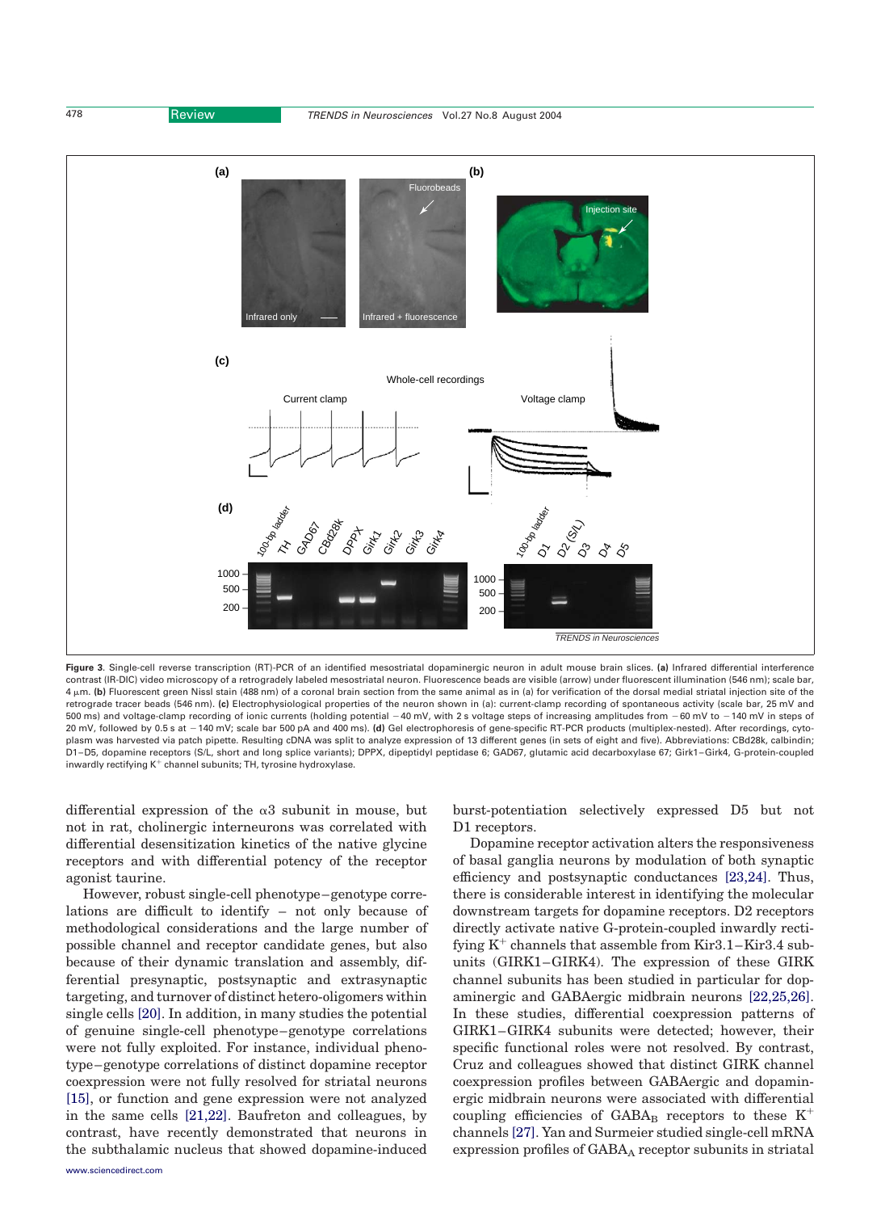**Figure 3.** Single-cell reverse transcription (RT)-PCR of an identified mesostriatal dopaminergic neuron in adult mouse brain slices. **(a)** Infrared differential interference contrast (IR-DIC) video microscopy of a retrogradely labeled mesostriatal neuron. Fluorescence beads are visible (arrow) under fluorescent illumination (546 nm); scale bar, 4 μm. **(b)** Fluorescent green Nissl stain (488 nm) of a coronal brain section from the same animal as in (a) for verification of the dorsal medial striatal injection site of the retrograde tracer beads (546 nm). **(c)** Electrophysiological properties of the neuron shown in (a): current-clamp recording of spontaneous activity (scale bar, 25 mV and 500 ms) and voltage-clamp recording of ionic currents (holding potential −40 mV, with 2 s voltage steps of increasing amplitudes from −60 mV to −140 mV in steps of 20 mV, followed by 0.5 s at −140 mV; scale bar 500 pA and 400 ms). **(d)** Gel electrophoresis of gene-specific RT-PCR products (multiplex-nested). After recordings, cytoplasm was harvested via patch pipette. Resulting cDNA was split to analyze expression of 13 different genes (in sets of eight and five). Abbreviations: CBd28k, calbindin; D1–D5, dopamine receptors (S/L, short and long splice variants); DPPX, dipeptidyl peptidase 6; GAD67, glutamic acid decarboxylase 67; Girk1–Girk4, G-protein-coupled inwardly rectifying $K^+$ channel subunits; TH, tyrosine hydroxylase.

differential expression of the α3 subunit in mouse, but not in rat, cholinergic interneurons was correlated with differential desensitization kinetics of the native glycine receptors and with differential potency of the receptor agonist taurine.

However, robust single-cell phenotype–genotype correlations are difficult to identify – not only because of methodological considerations and the large number of possible channel and receptor candidate genes, but also because of their dynamic translation and assembly, differential presynaptic, postsynaptic and extrasynaptic targeting, and turnover of distinct hetero-oligomers within single cells [20]. In addition, in many studies the potential of genuine single-cell phenotype–genotype correlations were not fully exploited. For instance, individual phenotype–genotype correlations of distinct dopamine receptor coexpression were not fully resolved for striatal neurons [15], or function and gene expression were not analyzed in the same cells [21,22]. Baufreton and colleagues, by contrast, have recently demonstrated that neurons in the subthalamic nucleus that showed dopamine-induced burst-potentiation selectively expressed D5 but not D1 receptors.

Dopamine receptor activation alters the responsiveness of basal ganglia neurons by modulation of both synaptic efficiency and postsynaptic conductances [23,24]. Thus, there is considerable interest in identifying the molecular downstream targets for dopamine receptors. D2 receptors directly activate native G-protein-coupled inwardly rectifying $K^+$ channels that assemble from Kir3.1–Kir3.4 subunits (GIRK1–GIRK4). The expression of these GIRK channel subunits has been studied in particular for dopaminergic and GABAergic midbrain neurons [22,25,26]. In these studies, differential coexpression patterns of GIRK1–GIRK4 subunits were detected; however, their specific functional roles were not resolved. By contrast, Cruz and colleagues showed that distinct GIRK channel coexpression profiles between GABAergic and dopaminergic midbrain neurons were associated with differential coupling efficiencies of $GABA_B$ receptors to these $K^+$ channels [27]. Yan and Surmeier studied single-cell mRNA expression profiles of $GABA_A$ receptor subunits in striatal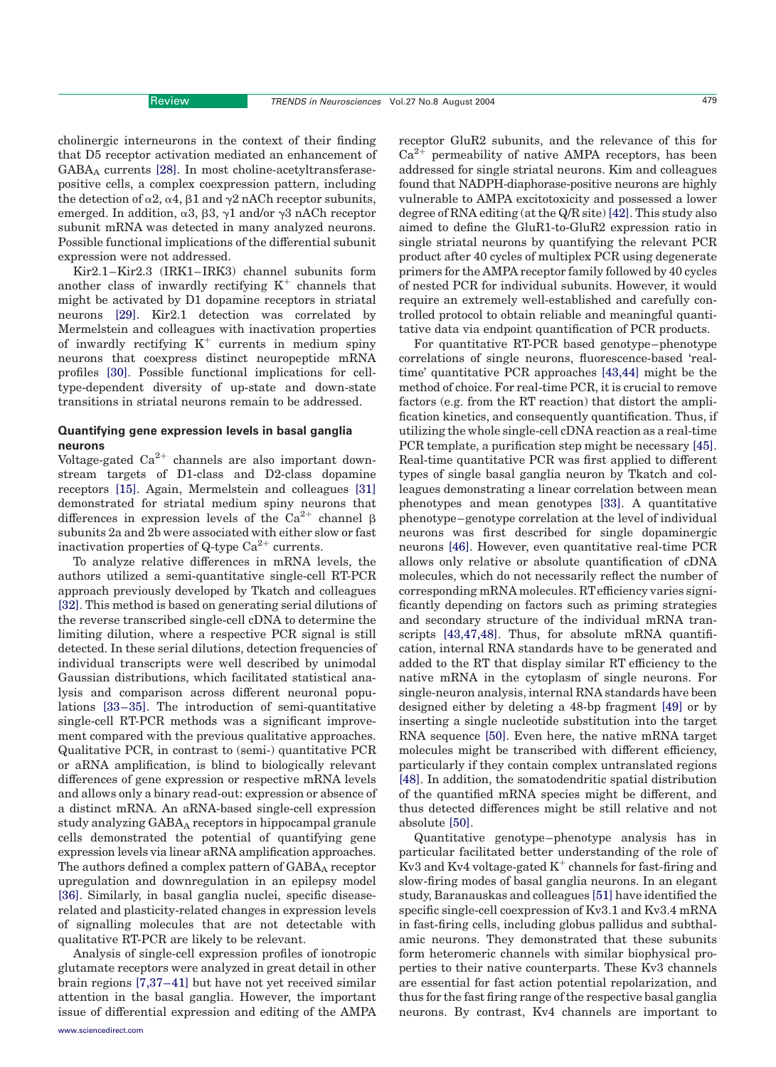cholinergic interneurons in the context of their finding that D5 receptor activation mediated an enhancement of $GABA_A$ currents [28]. In most choline-acetyltransferase-positive cells, a complex coexpression pattern, including the detection of α2, α4, β1 and γ2 nACh receptor subunits, emerged. In addition, α3, β3, γ1 and/or γ3 nACh receptor subunit mRNA was detected in many analyzed neurons. Possible functional implications of the differential subunit expression were not addressed.

Kir2.1–Kir2.3 (IRK1–IRK3) channel subunits form another class of inwardly rectifying $K^+$ channels that might be activated by D1 dopamine receptors in striatal neurons [29]. Kir2.1 detection was correlated by Mermelstein and colleagues with inactivation properties of inwardly rectifying $K^+$ currents in medium spiny neurons that coexpress distinct neuropeptide mRNA profiles [30]. Possible functional implications for cell-type-dependent diversity of up-state and down-state transitions in striatal neurons remain to be addressed.

### Quantifying gene expression levels in basal ganglia neurons

Voltage-gated $Ca^{2+}$ channels are also important downstream targets of D1-class and D2-class dopamine receptors [15]. Again, Mermelstein and colleagues [31] demonstrated for striatal medium spiny neurons that differences in expression levels of the $Ca^{2+}$ channel β subunits 2a and 2b were associated with either slow or fast inactivation properties of Q-type $Ca^{2+}$ currents.

To analyze relative differences in mRNA levels, the authors utilized a semi-quantitative single-cell RT-PCR approach previously developed by Tkatch and colleagues [32]. This method is based on generating serial dilutions of the reverse transcribed single-cell cDNA to determine the limiting dilution, where a respective PCR signal is still detected. In these serial dilutions, detection frequencies of individual transcripts were well described by unimodal Gaussian distributions, which facilitated statistical analysis and comparison across different neuronal populations [33–35]. The introduction of semi-quantitative single-cell RT-PCR methods was a significant improvement compared with the previous qualitative approaches. Qualitative PCR, in contrast to (semi-) quantitative PCR or aRNA amplification, is blind to biologically relevant differences of gene expression or respective mRNA levels and allows only a binary read-out: expression or absence of a distinct mRNA. An aRNA-based single-cell expression study analyzing $GABA_A$ receptors in hippocampal granule cells demonstrated the potential of quantifying gene expression levels via linear aRNA amplification approaches. The authors defined a complex pattern of $GABA_A$ receptor upregulation and downregulation in an epilepsy model [36]. Similarly, in basal ganglia nuclei, specific disease-related and plasticity-related changes in expression levels of signalling molecules that are not detectable with qualitative RT-PCR are likely to be relevant.

Analysis of single-cell expression profiles of ionotropic glutamate receptors were analyzed in great detail in other brain regions [7,37–41] but have not yet received similar attention in the basal ganglia. However, the important issue of differential expression and editing of the AMPA receptor GluR2 subunits, and the relevance of this for $Ca^{2+}$ permeability of native AMPA receptors, has been addressed for single striatal neurons. Kim and colleagues found that NADPH-diaphorase-positive neurons are highly vulnerable to AMPA excitotoxicity and possessed a lower degree of RNA editing (at the Q/R site) [42]. This study also aimed to define the GluR1-to-GluR2 expression ratio in single striatal neurons by quantifying the relevant PCR product after 40 cycles of multiplex PCR using degenerate primers for the AMPA receptor family followed by 40 cycles of nested PCR for individual subunits. However, it would require an extremely well-established and carefully controlled protocol to obtain reliable and meaningful quantitative data via endpoint quantification of PCR products.

For quantitative RT-PCR based genotype–phenotype correlations of single neurons, fluorescence-based 'real-time' quantitative PCR approaches [43,44] might be the method of choice. For real-time PCR, it is crucial to remove factors (e.g. from the RT reaction) that distort the amplification kinetics, and consequently quantification. Thus, if utilizing the whole single-cell cDNA reaction as a real-time PCR template, a purification step might be necessary [45]. Real-time quantitative PCR was first applied to different types of single basal ganglia neuron by Tkatch and colleagues demonstrating a linear correlation between mean phenotypes and mean genotypes [33]. A quantitative phenotype–genotype correlation at the level of individual neurons was first described for single dopaminergic neurons [46]. However, even quantitative real-time PCR allows only relative or absolute quantification of cDNA molecules, which do not necessarily reflect the number of corresponding mRNA molecules. RT efficiency varies significantly depending on factors such as priming strategies and secondary structure of the individual mRNA transcripts [43,47,48]. Thus, for absolute mRNA quantification, internal RNA standards have to be generated and added to the RT that display similar RT efficiency to the native mRNA in the cytoplasm of single neurons. For single-neuron analysis, internal RNA standards have been designed either by deleting a 48-bp fragment [49] or by inserting a single nucleotide substitution into the target RNA sequence [50]. Even here, the native mRNA target molecules might be transcribed with different efficiency, particularly if they contain complex untranslated regions [48]. In addition, the somatodendritic spatial distribution of the quantified mRNA species might be different, and thus detected differences might be still relative and not absolute [50].

Quantitative genotype–phenotype analysis has in particular facilitated better understanding of the role of Kv3 and Kv4 voltage-gated $K^+$ channels for fast-firing and slow-firing modes of basal ganglia neurons. In an elegant study, Baranauskas and colleagues [51] have identified the specific single-cell coexpression of Kv3.1 and Kv3.4 mRNA in fast-firing cells, including globus pallidus and subthalamic neurons. They demonstrated that these subunits form heteromeric channels with similar biophysical properties to their native counterparts. These Kv3 channels are essential for fast action potential repolarization, and thus for the fast firing range of the respective basal ganglia neurons. By contrast, Kv4 channels are important to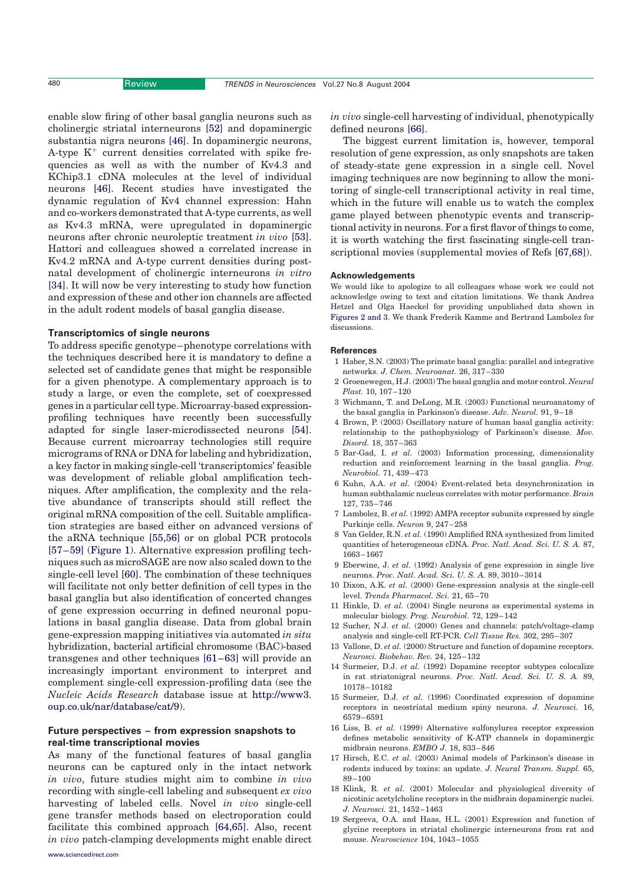enable slow firing of other basal ganglia neurons such as cholinergic striatal interneurons [52] and dopaminergic substantia nigra neurons [46]. In dopaminergic neurons, A-type $K^+$ current densities correlated with spike frequencies as well as with the number of Kv4.3 and KChip3.1 cDNA molecules at the level of individual neurons [46]. Recent studies have investigated the dynamic regulation of Kv4 channel expression: Hahn and co-workers demonstrated that A-type currents, as well as Kv4.3 mRNA, were upregulated in dopaminergic neurons after chronic neuroleptic treatment *in vivo* [53]. Hattori and colleagues showed a correlated increase in Kv4.2 mRNA and A-type current densities during postnatal development of cholinergic interneurons *in vitro* [34]. It will now be very interesting to study how function and expression of these and other ion channels are affected in the adult rodent models of basal ganglia disease.

### Transcriptomics of single neurons

To address specific genotype–phenotype correlations with the techniques described here it is mandatory to define a selected set of candidate genes that might be responsible for a given phenotype. A complementary approach is to study a large, or even the complete, set of coexpressed genes in a particular cell type. Microarray-based expression-profiling techniques have recently been successfully adapted for single laser-microdissected neurons [54]. Because current microarray technologies still require micrograms of RNA or DNA for labeling and hybridization, a key factor in making single-cell 'transcriptomics' feasible was development of reliable global amplification techniques. After amplification, the complexity and the relative abundance of transcripts should still reflect the original mRNA composition of the cell. Suitable amplification strategies are based either on advanced versions of the aRNA technique [55,56] or on global PCR protocols [57–59] (Figure 1). Alternative expression profiling techniques such as microSAGE are now also scaled down to the single-cell level [60]. The combination of these techniques will facilitate not only better definition of cell types in the basal ganglia but also identification of concerted changes of gene expression occurring in defined neuronal populations in basal ganglia disease. Data from global brain gene-expression mapping initiatives via automated *in situ* hybridization, bacterial artificial chromosome (BAC)-based transgenes and other techniques [61–63] will provide an increasingly important environment to interpret and complement single-cell expression-profiling data (see the *Nucleic Acids Research* database issue at http://www3.oup.co.uk/nar/database/cat/9).

### Future perspectives – from expression snapshots to real-time transcriptional movies

As many of the functional features of basal ganglia neurons can be captured only in the intact network *in vivo*, future studies might aim to combine *in vivo* recording with single-cell labeling and subsequent *ex vivo* harvesting of labeled cells. Novel *in vivo* single-cell gene transfer methods based on electroporation could facilitate this combined approach [64,65]. Also, recent *in vivo* patch-clamping developments might enable direct *in vivo* single-cell harvesting of individual, phenotypically defined neurons [66].

The biggest current limitation is, however, temporal resolution of gene expression, as only snapshots are taken of steady-state gene expression in a single cell. Novel imaging techniques are now beginning to allow the monitoring of single-cell transcriptional activity in real time, which in the future will enable us to watch the complex game played between phenotypic events and transcriptional activity in neurons. For a first flavor of things to come, it is worth watching the first fascinating single-cell transcriptional movies (supplemental movies of Refs [67,68]).

#### Acknowledgements

We would like to apologize to all colleagues whose work we could not acknowledge owing to text and citation limitations. We thank Andrea Hetzel and Olga Haeckel for providing unpublished data shown in Figures 2 and 3. We thank Frederik Kamme and Bertrand Lambolez for discussions.

#### References

1 Haber, S.N. (2003) The primate basal ganglia: parallel and integrative networks. *J. Chem. Neuroanat.* 26, 317–330
2 Groenewegen, H.J. (2003) The basal ganglia and motor control. *Neural Plast.* 10, 107–120
3 Wichmann, T. and DeLong, M.R. (2003) Functional neuroanatomy of the basal ganglia in Parkinson's disease. *Adv. Neurol.* 91, 9–18
4 Brown, P. (2003) Oscillatory nature of human basal ganglia activity: relationship to the pathophysiology of Parkinson's disease. *Mov. Disord.* 18, 357–363
5 Bar-Gad, I. *et al.* (2003) Information processing, dimensionality reduction and reinforcement learning in the basal ganglia. *Prog. Neurobiol.* 71, 439–473
6 Kuhn, A.A. *et al.* (2004) Event-related beta desynchronization in human subthalamic nucleus correlates with motor performance. *Brain* 127, 735–746
7 Lambolez, B. *et al.* (1992) AMPA receptor subunits expressed by single Purkinje cells. *Neuron* 9, 247–258
8 Van Gelder, R.N. *et al.* (1990) Amplified RNA synthesized from limited quantities of heterogeneous cDNA. *Proc. Natl. Acad. Sci. U. S. A.* 87, 1663–1667
9 Eberwine, J. *et al.* (1992) Analysis of gene expression in single live neurons. *Proc. Natl. Acad. Sci. U. S. A.* 89, 3010–3014
10 Dixon, A.K. *et al.* (2000) Gene-expression analysis at the single-cell level. *Trends Pharmacol. Sci.* 21, 65–70
11 Hinkle, D. *et al.* (2004) Single neurons as experimental systems in molecular biology. *Prog. Neurobiol.* 72, 129–142
12 Sucher, N.J. *et al.* (2000) Genes and channels: patch/voltage-clamp analysis and single-cell RT-PCR. *Cell Tissue Res.* 302, 295–307
13 Vallone, D. *et al.* (2000) Structure and function of dopamine receptors. *Neurosci. Biobehav. Rev.* 24, 125–132
14 Surmeier, D.J. *et al.* (1992) Dopamine receptor subtypes colocalize in rat striatonigral neurons. *Proc. Natl. Acad. Sci. U. S. A.* 89, 10178–10182
15 Surmeier, D.J. *et al.* (1996) Coordinated expression of dopamine receptors in neostriatal medium spiny neurons. *J. Neurosci.* 16, 6579–6591
16 Liss, B. *et al.* (1999) Alternative sulfonylurea receptor expression defines metabolic sensitivity of K-ATP channels in dopaminergic midbrain neurons. *EMBO J.* 18, 833–846
17 Hirsch, E.C. *et al.* (2003) Animal models of Parkinson's disease in rodents induced by toxins: an update. *J. Neural Transm. Suppl.* 65, 89–100
18 Klink, R. *et al.* (2001) Molecular and physiological diversity of nicotinic acetylcholine receptors in the midbrain dopaminergic nuclei. *J. Neurosci.* 21, 1452–1463
19 Sergeeva, O.A. and Haas, H.L. (2001) Expression and function of glycine receptors in striatal cholinergic interneurons from rat and mouse. *Neuroscience* 104, 1043–1055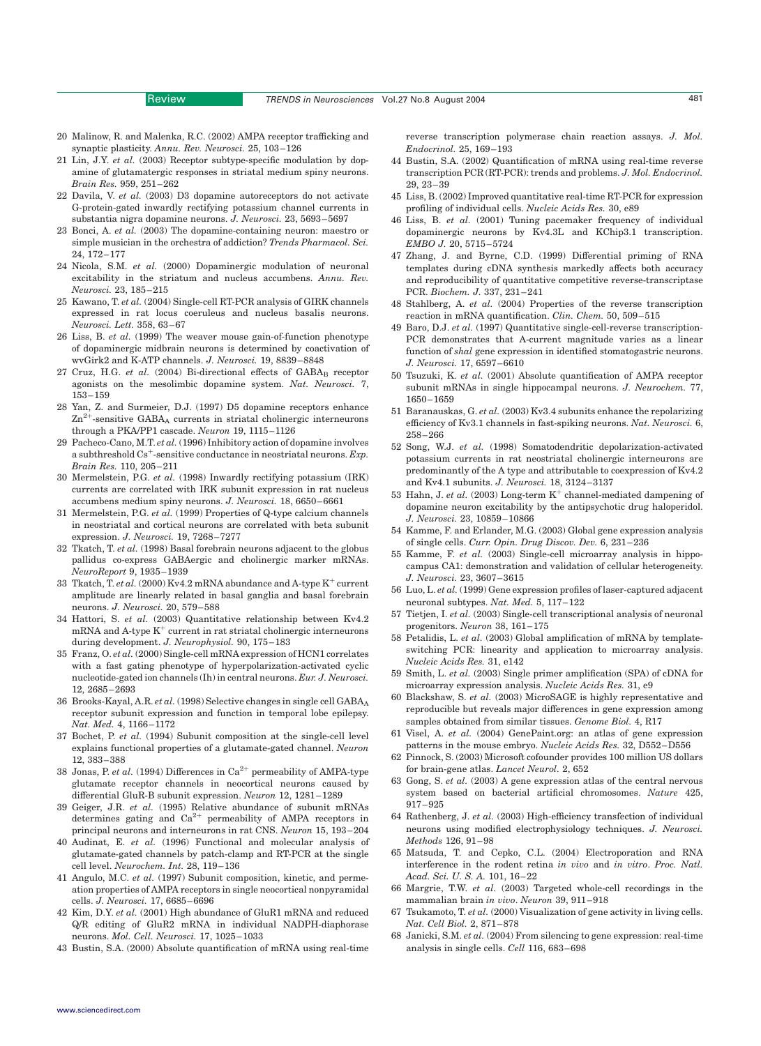20 Malinow, R. and Malenka, R.C. (2002) AMPA receptor trafficking and synaptic plasticity. *Annu. Rev. Neurosci.* 25, 103–126

21 Lin, J.Y. *et al.* (2003) Receptor subtype-specific modulation by dopamine of glutamatergic responses in striatal medium spiny neurons. *Brain Res.* 959, 251–262

22 Davila, V. *et al.* (2003) D3 dopamine autoreceptors do not activate G-protein-gated inwardly rectifying potassium channel currents in substantia nigra dopamine neurons. *J. Neurosci.* 23, 5693–5697

23 Bonci, A. *et al.* (2003) The dopamine-containing neuron: maestro or simple musician in the orchestra of addiction? *Trends Pharmacol. Sci.* 24, 172–177

24 Nicola, S.M. *et al.* (2000) Dopaminergic modulation of neuronal excitability in the striatum and nucleus accumbens. *Annu. Rev. Neurosci.* 23, 185–215

25 Kawano, T. *et al.* (2004) Single-cell RT-PCR analysis of GIRK channels expressed in rat locus coeruleus and nucleus basalis neurons. *Neurosci. Lett.* 358, 63–67

26 Liss, B. *et al.* (1999) The weaver mouse gain-of-function phenotype of dopaminergic midbrain neurons is determined by coactivation of wvGirk2 and K-ATP channels. *J. Neurosci.* 19, 8839–8848

27 Cruz, H.G. *et al.* (2004) Bi-directional effects of $GABA_B$ receptor agonists on the mesolimbic dopamine system. *Nat. Neurosci.* 7, 153–159

28 Yan, Z. and Surmeier, D.J. (1997) D5 dopamine receptors enhance $Zn^{2+}$-sensitive $GABA_A$ currents in striatal cholinergic interneurons through a PKA/PP1 cascade. *Neuron* 19, 1115–1126

29 Pacheco-Cano, M.T. *et al.* (1996) Inhibitory action of dopamine involves a subthreshold $Cs^+$-sensitive conductance in neostriatal neurons. *Exp. Brain Res.* 110, 205–211

30 Mermelstein, P.G. *et al.* (1998) Inwardly rectifying potassium (IRK) currents are correlated with IRK subunit expression in rat nucleus accumbens medium spiny neurons. *J. Neurosci.* 18, 6650–6661

31 Mermelstein, P.G. *et al.* (1999) Properties of Q-type calcium channels in neostriatal and cortical neurons are correlated with beta subunit expression. *J. Neurosci.* 19, 7268–7277

32 Tkatch, T. *et al.* (1998) Basal forebrain neurons adjacent to the globus pallidus co-express GABAergic and cholinergic marker mRNAs. *NeuroReport* 9, 1935–1939

33 Tkatch, T. *et al.* (2000) Kv4.2 mRNA abundance and A-type $K^+$ current amplitude are linearly related in basal ganglia and basal forebrain neurons. *J. Neurosci.* 20, 579–588

34 Hattori, S. *et al.* (2003) Quantitative relationship between Kv4.2 mRNA and A-type $K^+$ current in rat striatal cholinergic interneurons during development. *J. Neurophysiol.* 90, 175–183

35 Franz, O. *et al.* (2000) Single-cell mRNA expression of HCN1 correlates with a fast gating phenotype of hyperpolarization-activated cyclic nucleotide-gated ion channels (Ih) in central neurons. *Eur. J. Neurosci.* 12, 2685–2693

36 Brooks-Kayal, A.R. *et al.* (1998) Selective changes in single cell $GABA_A$ receptor subunit expression and function in temporal lobe epilepsy. *Nat. Med.* 4, 1166–1172

37 Bochet, P. *et al.* (1994) Subunit composition at the single-cell level explains functional properties of a glutamate-gated channel. *Neuron* 12, 383–388

38 Jonas, P. *et al.* (1994) Differences in $Ca^{2+}$ permeability of AMPA-type glutamate receptor channels in neocortical neurons caused by differential GluR-B subunit expression. *Neuron* 12, 1281–1289

39 Geiger, J.R. *et al.* (1995) Relative abundance of subunit mRNAs determines gating and $Ca^{2+}$ permeability of AMPA receptors in principal neurons and interneurons in rat CNS. *Neuron* 15, 193–204

40 Audinat, E. *et al.* (1996) Functional and molecular analysis of glutamate-gated channels by patch-clamp and RT-PCR at the single cell level. *Neurochem. Int.* 28, 119–136

41 Angulo, M.C. *et al.* (1997) Subunit composition, kinetic, and permeation properties of AMPA receptors in single neocortical nonpyramidal cells. *J. Neurosci.* 17, 6685–6696

42 Kim, D.Y. *et al.* (2001) High abundance of GluR1 mRNA and reduced Q/R editing of GluR2 mRNA in individual NADPH-diaphorase neurons. *Mol. Cell. Neurosci.* 17, 1025–1033

43 Bustin, S.A. (2000) Absolute quantification of mRNA using real-time reverse transcription polymerase chain reaction assays. *J. Mol. Endocrinol.* 25, 169–193

44 Bustin, S.A. (2002) Quantification of mRNA using real-time reverse transcription PCR (RT-PCR): trends and problems. *J. Mol. Endocrinol.* 29, 23–39

45 Liss, B. (2002) Improved quantitative real-time RT-PCR for expression profiling of individual cells. *Nucleic Acids Res.* 30, e89

46 Liss, B. *et al.* (2001) Tuning pacemaker frequency of individual dopaminergic neurons by Kv4.3L and KChip3.1 transcription. *EMBO J.* 20, 5715–5724

47 Zhang, J. and Byrne, C.D. (1999) Differential priming of RNA templates during cDNA synthesis markedly affects both accuracy and reproducibility of quantitative competitive reverse-transcriptase PCR. *Biochem. J.* 337, 231–241

48 Stahlberg, A. *et al.* (2004) Properties of the reverse transcription reaction in mRNA quantification. *Clin. Chem.* 50, 509–515

49 Baro, D.J. *et al.* (1997) Quantitative single-cell-reverse transcription-PCR demonstrates that A-current magnitude varies as a linear function of *shal* gene expression in identified stomatogastric neurons. *J. Neurosci.* 17, 6597–6610

50 Tsuzuki, K. *et al.* (2001) Absolute quantification of AMPA receptor subunit mRNAs in single hippocampal neurons. *J. Neurochem.* 77, 1650–1659

51 Baranauskas, G. *et al.* (2003) Kv3.4 subunits enhance the repolarizing efficiency of Kv3.1 channels in fast-spiking neurons. *Nat. Neurosci.* 6, 258–266

52 Song, W.J. *et al.* (1998) Somatodendritic depolarization-activated potassium currents in rat neostriatal cholinergic interneurons are predominantly of the A type and attributable to coexpression of Kv4.2 and Kv4.1 subunits. *J. Neurosci.* 18, 3124–3137

53 Hahn, J. *et al.* (2003) Long-term $K^+$ channel-mediated dampening of dopamine neuron excitability by the antipsychotic drug haloperidol. *J. Neurosci.* 23, 10859–10866

54 Kamme, F. and Erlander, M.G. (2003) Global gene expression analysis of single cells. *Curr. Opin. Drug Discov. Dev.* 6, 231–236

55 Kamme, F. *et al.* (2003) Single-cell microarray analysis in hippocampus CA1: demonstration and validation of cellular heterogeneity. *J. Neurosci.* 23, 3607–3615

56 Luo, L. *et al.* (1999) Gene expression profiles of laser-captured adjacent neuronal subtypes. *Nat. Med.* 5, 117–122

57 Tietjen, I. *et al.* (2003) Single-cell transcriptional analysis of neuronal progenitors. *Neuron* 38, 161–175

58 Petalidis, L. *et al.* (2003) Global amplification of mRNA by template-switching PCR: linearity and application to microarray analysis. *Nucleic Acids Res.* 31, e142

59 Smith, L. *et al.* (2003) Single primer amplification (SPA) of cDNA for microarray expression analysis. *Nucleic Acids Res.* 31, e9

60 Blackshaw, S. *et al.* (2003) MicroSAGE is highly representative and reproducible but reveals major differences in gene expression among samples obtained from similar tissues. *Genome Biol.* 4, R17

61 Visel, A. *et al.* (2004) GenePaint.org: an atlas of gene expression patterns in the mouse embryo. *Nucleic Acids Res.* 32, D552–D556

62 Pinnock, S. (2003) Microsoft cofounder provides 100 million US dollars for brain-gene atlas. *Lancet Neurol.* 2, 652

63 Gong, S. *et al.* (2003) A gene expression atlas of the central nervous system based on bacterial artificial chromosomes. *Nature* 425, 917–925

64 Rathenberg, J. *et al.* (2003) High-efficiency transfection of individual neurons using modified electrophysiology techniques. *J. Neurosci. Methods* 126, 91–98

65 Matsuda, T. and Cepko, C.L. (2004) Electroporation and RNA interference in the rodent retina *in vivo* and *in vitro*. *Proc. Natl. Acad. Sci. U. S. A.* 101, 16–22

66 Margrie, T.W. *et al.* (2003) Targeted whole-cell recordings in the mammalian brain *in vivo*. *Neuron* 39, 911–918

67 Tsukamoto, T. *et al.* (2000) Visualization of gene activity in living cells. *Nat. Cell Biol.* 2, 871–878

68 Janicki, S.M. *et al.* (2004) From silencing to gene expression: real-time analysis in single cells. *Cell* 116, 683–698